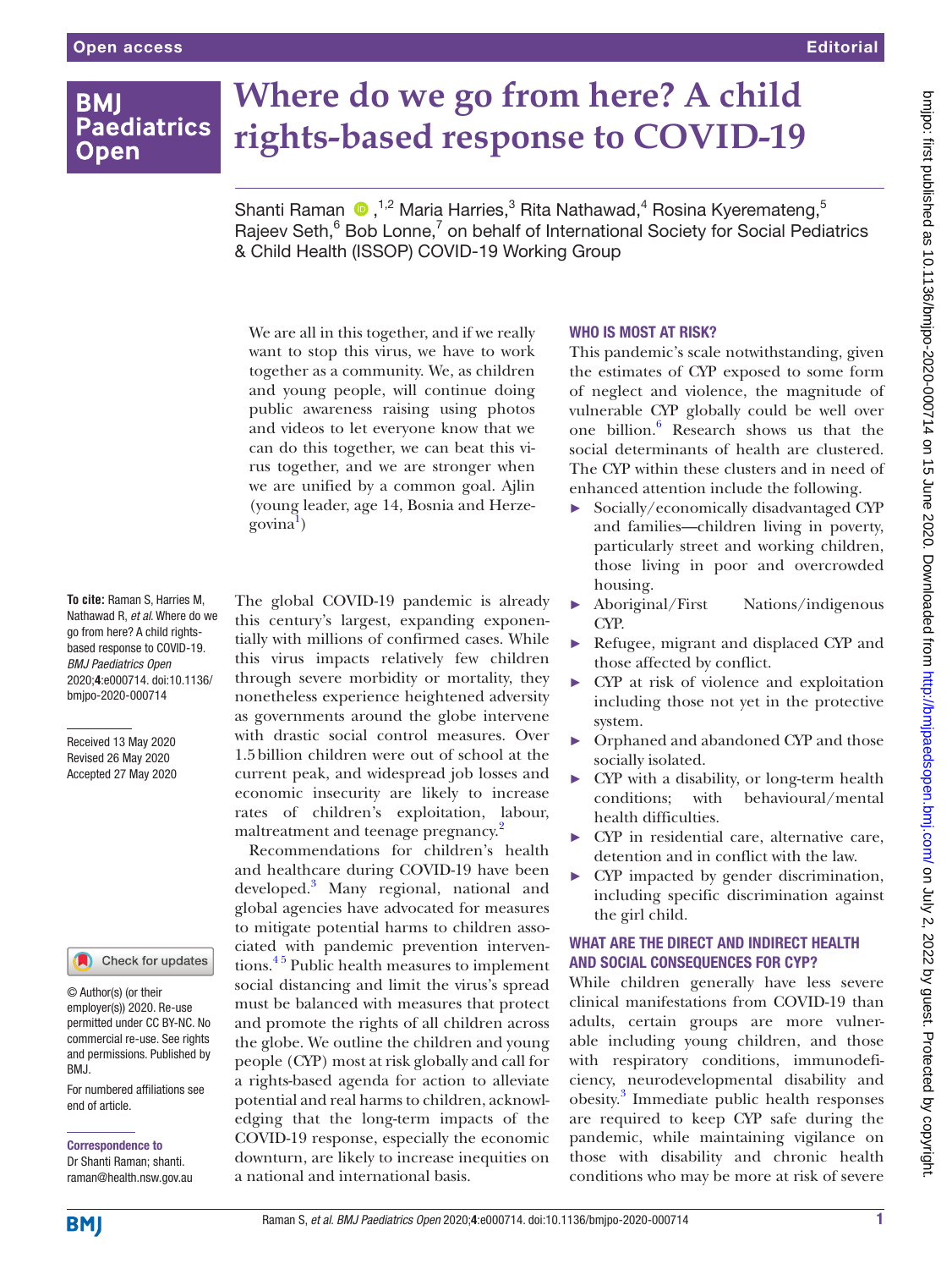# Where do we go from here? A child rights-based response to COVID-19

Shanti Raman ,[1,2] Maria Harries,[3] Rita Nathawad,[4] Rosina Kyeremateng,[5] Rajeev Seth,[6] Bob Lonne,[7] on behalf of International Society for Social Pediatrics & Child Health (ISSOP) COVID-19 Working Group

> We are all in this together, and if we really want to stop this virus, we have to work together as a community. We, as children and young people, will continue doing public awareness raising using photos and videos to let everyone know that we can do this together, we can beat this virus together, and we are stronger when we are unified by a common goal. Ajlin (young leader, age 14, Bosnia and Herzegovina[1])

**To cite:** Raman S, Harries M, Nathawad R, *et al*. Where do we go from here? A child rights-based response to COVID-19. *BMJ Paediatrics Open* 2020;**4**:e000714. doi:10.1136/bmjpo-2020-000714

Received 13 May 2020
Revised 26 May 2020
Accepted 27 May 2020

© Author(s) (or their employer(s)) 2020. Re-use permitted under CC BY-NC. No commercial re-use. See rights and permissions. Published by BMJ.

For numbered affiliations see end of article.

**Correspondence to**
Dr Shanti Raman; shanti.raman@health.nsw.gov.au

The global COVID-19 pandemic is already this century's largest, expanding exponentially with millions of confirmed cases. While this virus impacts relatively few children through severe morbidity or mortality, they nonetheless experience heightened adversity as governments around the globe intervene with drastic social control measures. Over 1.5 billion children were out of school at the current peak, and widespread job losses and economic insecurity are likely to increase rates of children's exploitation, labour, maltreatment and teenage pregnancy.[2]

Recommendations for children's health and healthcare during COVID-19 have been developed.[3] Many regional, national and global agencies have advocated for measures to mitigate potential harms to children associated with pandemic prevention interventions.[4,5] Public health measures to implement social distancing and limit the virus's spread must be balanced with measures that protect and promote the rights of all children across the globe. We outline the children and young people (CYP) most at risk globally and call for a rights-based agenda for action to alleviate potential and real harms to children, acknowledging that the long-term impacts of the COVID-19 response, especially the economic downturn, are likely to increase inequities on a national and international basis.

## WHO IS MOST AT RISK?

This pandemic's scale notwithstanding, given the estimates of CYP exposed to some form of neglect and violence, the magnitude of vulnerable CYP globally could be well over one billion.[6] Research shows us that the social determinants of health are clustered. The CYP within these clusters and in need of enhanced attention include the following.

- Socially/economically disadvantaged CYP and families—children living in poverty, particularly street and working children, those living in poor and overcrowded housing.
- Aboriginal/First Nations/indigenous CYP.
- Refugee, migrant and displaced CYP and those affected by conflict.
- CYP at risk of violence and exploitation including those not yet in the protective system.
- Orphaned and abandoned CYP and those socially isolated.
- CYP with a disability, or long-term health conditions; with behavioural/mental health difficulties.
- CYP in residential care, alternative care, detention and in conflict with the law.
- CYP impacted by gender discrimination, including specific discrimination against the girl child.

## WHAT ARE THE DIRECT AND INDIRECT HEALTH AND SOCIAL CONSEQUENCES FOR CYP?

While children generally have less severe clinical manifestations from COVID-19 than adults, certain groups are more vulnerable including young children, and those with respiratory conditions, immunodeficiency, neurodevelopmental disability and obesity.[3] Immediate public health responses are required to keep CYP safe during the pandemic, while maintaining vigilance on those with disability and chronic health conditions who may be more at risk of severe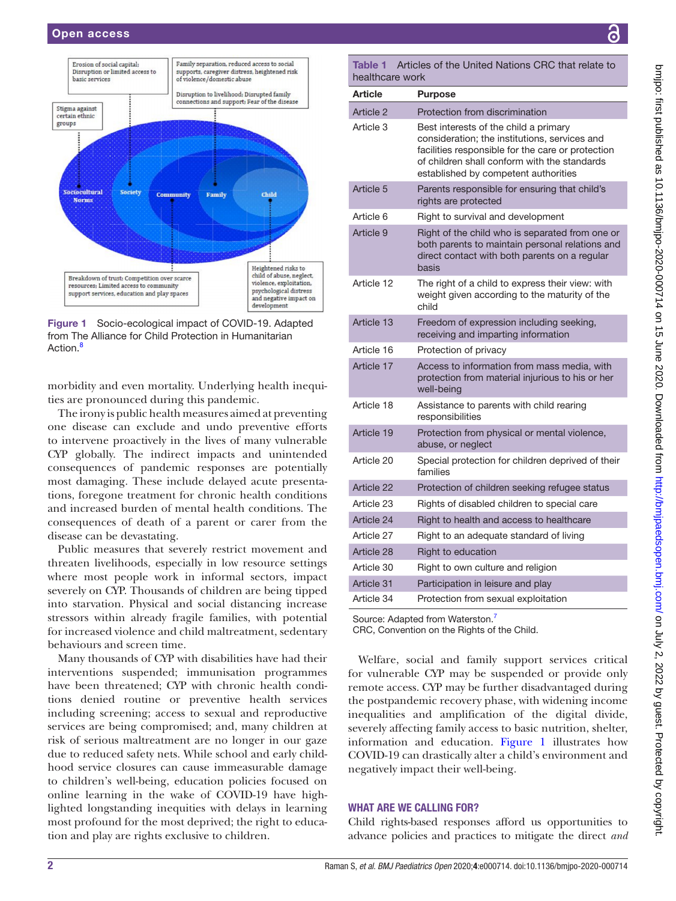Figure 1 Socio-ecological impact of COVID-19. Adapted from The Alliance for Child Protection in Humanitarian Action.[8]

morbidity and even mortality. Underlying health inequities are pronounced during this pandemic.

The irony is public health measures aimed at preventing one disease can exclude and undo preventive efforts to intervene proactively in the lives of many vulnerable CYP globally. The indirect impacts and unintended consequences of pandemic responses are potentially most damaging. These include delayed acute presentations, foregone treatment for chronic health conditions and increased burden of mental health conditions. The consequences of death of a parent or carer from the disease can be devastating.

Public measures that severely restrict movement and threaten livelihoods, especially in low resource settings where most people work in informal sectors, impact severely on CYP. Thousands of children are being tipped into starvation. Physical and social distancing increase stressors within already fragile families, with potential for increased violence and child maltreatment, sedentary behaviours and screen time.

Many thousands of CYP with disabilities have had their interventions suspended; immunisation programmes have been threatened; CYP with chronic health conditions denied routine or preventive health services including screening; access to sexual and reproductive services are being compromised; and, many children at risk of serious maltreatment are no longer in our gaze due to reduced safety nets. While school and early childhood service closures can cause immeasurable damage to children's well-being, education policies focused on online learning in the wake of COVID-19 have highlighted longstanding inequities with delays in learning most profound for the most deprived; the right to education and play are rights exclusive to children.

Table 1 Articles of the United Nations CRC that relate to healthcare work

| Article | Purpose |
|---|---|
| Article 2 | Protection from discrimination |
| Article 3 | Best interests of the child a primary consideration; the institutions, services and facilities responsible for the care or protection of children shall conform with the standards established by competent authorities |
| Article 5 | Parents responsible for ensuring that child's rights are protected |
| Article 6 | Right to survival and development |
| Article 9 | Right of the child who is separated from one or both parents to maintain personal relations and direct contact with both parents on a regular basis |
| Article 12 | The right of a child to express their view: with weight given according to the maturity of the child |
| Article 13 | Freedom of expression including seeking, receiving and imparting information |
| Article 16 | Protection of privacy |
| Article 17 | Access to information from mass media, with protection from material injurious to his or her well-being |
| Article 18 | Assistance to parents with child rearing responsibilities |
| Article 19 | Protection from physical or mental violence, abuse, or neglect |
| Article 20 | Special protection for children deprived of their families |
| Article 22 | Protection of children seeking refugee status |
| Article 23 | Rights of disabled children to special care |
| Article 24 | Right to health and access to healthcare |
| Article 27 | Right to an adequate standard of living |
| Article 28 | Right to education |
| Article 30 | Right to own culture and religion |
| Article 31 | Participation in leisure and play |
| Article 34 | Protection from sexual exploitation |

Source: Adapted from Waterston.[7]
CRC, Convention on the Rights of the Child.

Welfare, social and family support services critical for vulnerable CYP may be suspended or provide only remote access. CYP may be further disadvantaged during the postpandemic recovery phase, with widening income inequalities and amplification of the digital divide, severely affecting family access to basic nutrition, shelter, information and education. Figure 1 illustrates how COVID-19 can drastically alter a child's environment and negatively impact their well-being.

## WHAT ARE WE CALLING FOR?

Child rights-based responses afford us opportunities to advance policies and practices to mitigate the direct *and*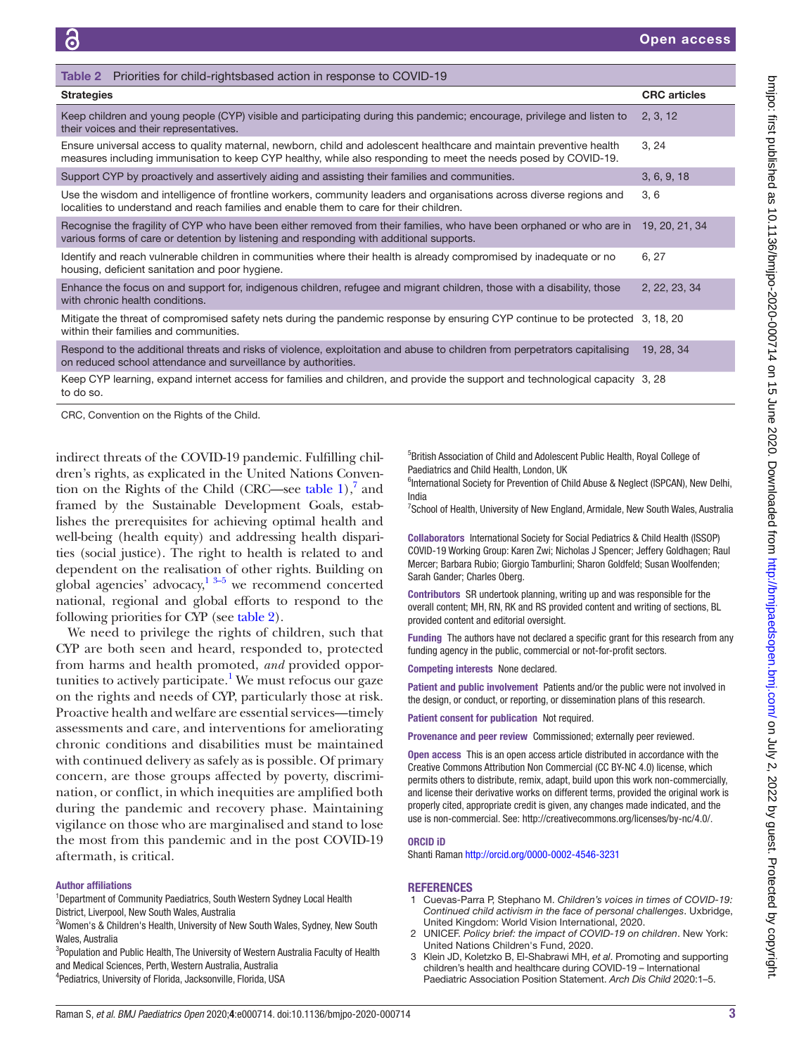**Table 2** Priorities for child-rightsbased action in response to COVID-19

| Strategies | CRC articles |
|---|---|
| Keep children and young people (CYP) visible and participating during this pandemic; encourage, privilege and listen to their voices and their representatives. | 2, 3, 12 |
| Ensure universal access to quality maternal, newborn, child and adolescent healthcare and maintain preventive health measures including immunisation to keep CYP healthy, while also responding to meet the needs posed by COVID-19. | 3, 24 |
| Support CYP by proactively and assertively aiding and assisting their families and communities. | 3, 6, 9, 18 |
| Use the wisdom and intelligence of frontline workers, community leaders and organisations across diverse regions and localities to understand and reach families and enable them to care for their children. | 3, 6 |
| Recognise the fragility of CYP who have been either removed from their families, who have been orphaned or who are in various forms of care or detention by listening and responding with additional supports. | 19, 20, 21, 34 |
| Identify and reach vulnerable children in communities where their health is already compromised by inadequate or no housing, deficient sanitation and poor hygiene. | 6, 27 |
| Enhance the focus on and support for, indigenous children, refugee and migrant children, those with a disability, those with chronic health conditions. | 2, 22, 23, 34 |
| Mitigate the threat of compromised safety nets during the pandemic response by ensuring CYP continue to be protected within their families and communities. | 3, 18, 20 |
| Respond to the additional threats and risks of violence, exploitation and abuse to children from perpetrators capitalising on reduced school attendance and surveillance by authorities. | 19, 28, 34 |
| Keep CYP learning, expand internet access for families and children, and provide the support and technological capacity to do so. | 3, 28 |

CRC, Convention on the Rights of the Child.

indirect threats of the COVID-19 pandemic. Fulfilling children's rights, as explicated in the United Nations Convention on the Rights of the Child (CRC—see table 1),[7] and framed by the Sustainable Development Goals, establishes the prerequisites for achieving optimal health and well-being (health equity) and addressing health disparities (social justice). The right to health is related to and dependent on the realisation of other rights. Building on global agencies' advocacy,[1 3–5] we recommend concerted national, regional and global efforts to respond to the following priorities for CYP (see table 2).

We need to privilege the rights of children, such that CYP are both seen and heard, responded to, protected from harms and health promoted, *and* provided opportunities to actively participate.[1] We must refocus our gaze on the rights and needs of CYP, particularly those at risk. Proactive health and welfare are essential services—timely assessments and care, and interventions for ameliorating chronic conditions and disabilities must be maintained with continued delivery as safely as is possible. Of primary concern, are those groups affected by poverty, discrimination, or conflict, in which inequities are amplified both during the pandemic and recovery phase. Maintaining vigilance on those who are marginalised and stand to lose the most from this pandemic and in the post COVID-19 aftermath, is critical.

**Author affiliations**

[1]Department of Community Paediatrics, South Western Sydney Local Health District, Liverpool, New South Wales, Australia
[2]Women's & Children's Health, University of New South Wales, Sydney, New South Wales, Australia
[3]Population and Public Health, The University of Western Australia Faculty of Health and Medical Sciences, Perth, Western Australia, Australia
[4]Pediatrics, University of Florida, Jacksonville, Florida, USA
[5]British Association of Child and Adolescent Public Health, Royal College of Paediatrics and Child Health, London, UK
[6]International Society for Prevention of Child Abuse & Neglect (ISPCAN), New Delhi, India
[7]School of Health, University of New England, Armidale, New South Wales, Australia

**Collaborators** International Society for Social Pediatrics & Child Health (ISSOP) COVID-19 Working Group: Karen Zwi; Nicholas J Spencer; Jeffery Goldhagen; Raul Mercer; Barbara Rubio; Giorgio Tamburlini; Sharon Goldfeld; Susan Woolfenden; Sarah Gander; Charles Oberg.

**Contributors** SR undertook planning, writing up and was responsible for the overall content; MH, RN, RK and RS provided content and writing of sections, BL provided content and editorial oversight.

**Funding** The authors have not declared a specific grant for this research from any funding agency in the public, commercial or not-for-profit sectors.

**Competing interests** None declared.

**Patient and public involvement** Patients and/or the public were not involved in the design, or conduct, or reporting, or dissemination plans of this research.

**Patient consent for publication** Not required.

**Provenance and peer review** Commissioned; externally peer reviewed.

**Open access** This is an open access article distributed in accordance with the Creative Commons Attribution Non Commercial (CC BY-NC 4.0) license, which permits others to distribute, remix, adapt, build upon this work non-commercially, and license their derivative works on different terms, provided the original work is properly cited, appropriate credit is given, any changes made indicated, and the use is non-commercial. See: http://creativecommons.org/licenses/by-nc/4.0/.

**ORCID iD**

Shanti Raman http://orcid.org/0000-0002-4546-3231

## REFERENCES

1. Cuevas-Parra P, Stephano M. *Children's voices in times of COVID-19: Continued child activism in the face of personal challenges*. Uxbridge, United Kingdom: World Vision International, 2020.
2. UNICEF. *Policy brief: the impact of COVID-19 on children*. New York: United Nations Children's Fund, 2020.
3. Klein JD, Koletzko B, El-Shabrawi MH, *et al*. Promoting and supporting children's health and healthcare during COVID-19 – International Paediatric Association Position Statement. *Arch Dis Child* 2020:1–5.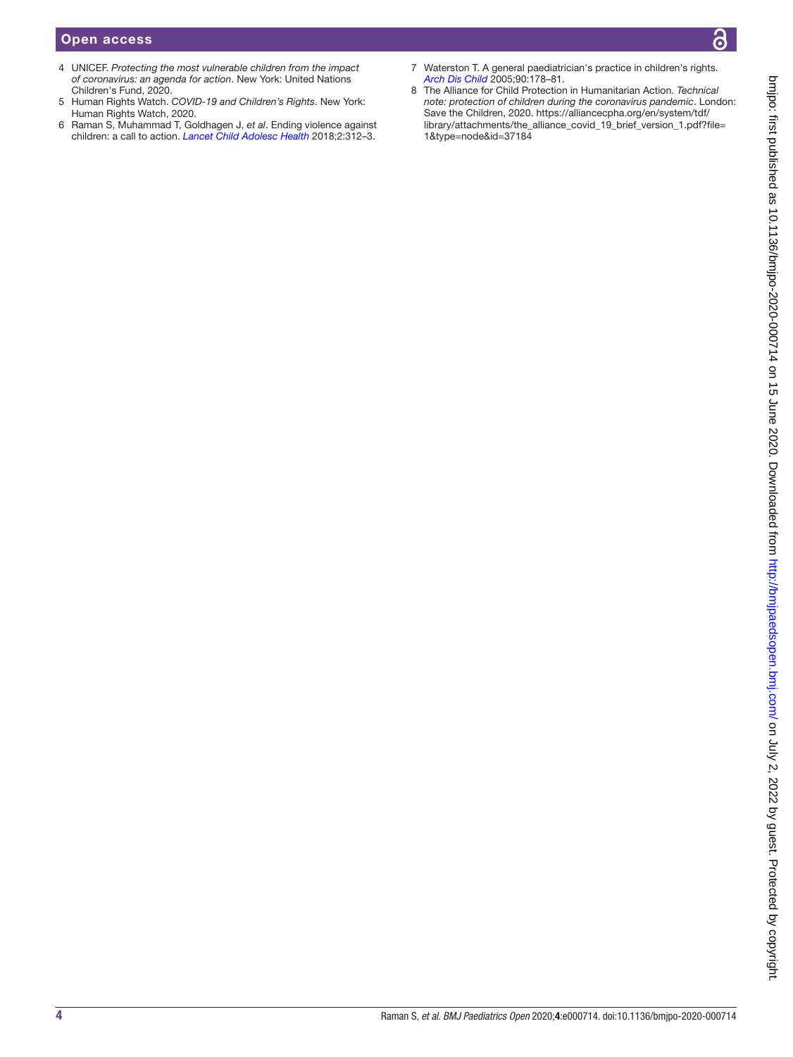4. UNICEF. *Protecting the most vulnerable children from the impact of coronavirus: an agenda for action*. New York: United Nations Children's Fund, 2020.
5. Human Rights Watch. *COVID-19 and Children's Rights*. New York: Human Rights Watch, 2020.
6. Raman S, Muhammad T, Goldhagen J, *et al*. Ending violence against children: a call to action. *Lancet Child Adolesc Health* 2018;2:312–3.
7. Waterston T. A general paediatrician's practice in children's rights. *Arch Dis Child* 2005;90:178–81.
8. The Alliance for Child Protection in Humanitarian Action. *Technical note: protection of children during the coronavirus pandemic*. London: Save the Children, 2020. https://alliancecpha.org/en/system/tdf/library/attachments/the_alliance_covid_19_brief_version_1.pdf?file=1&type=node&id=37184